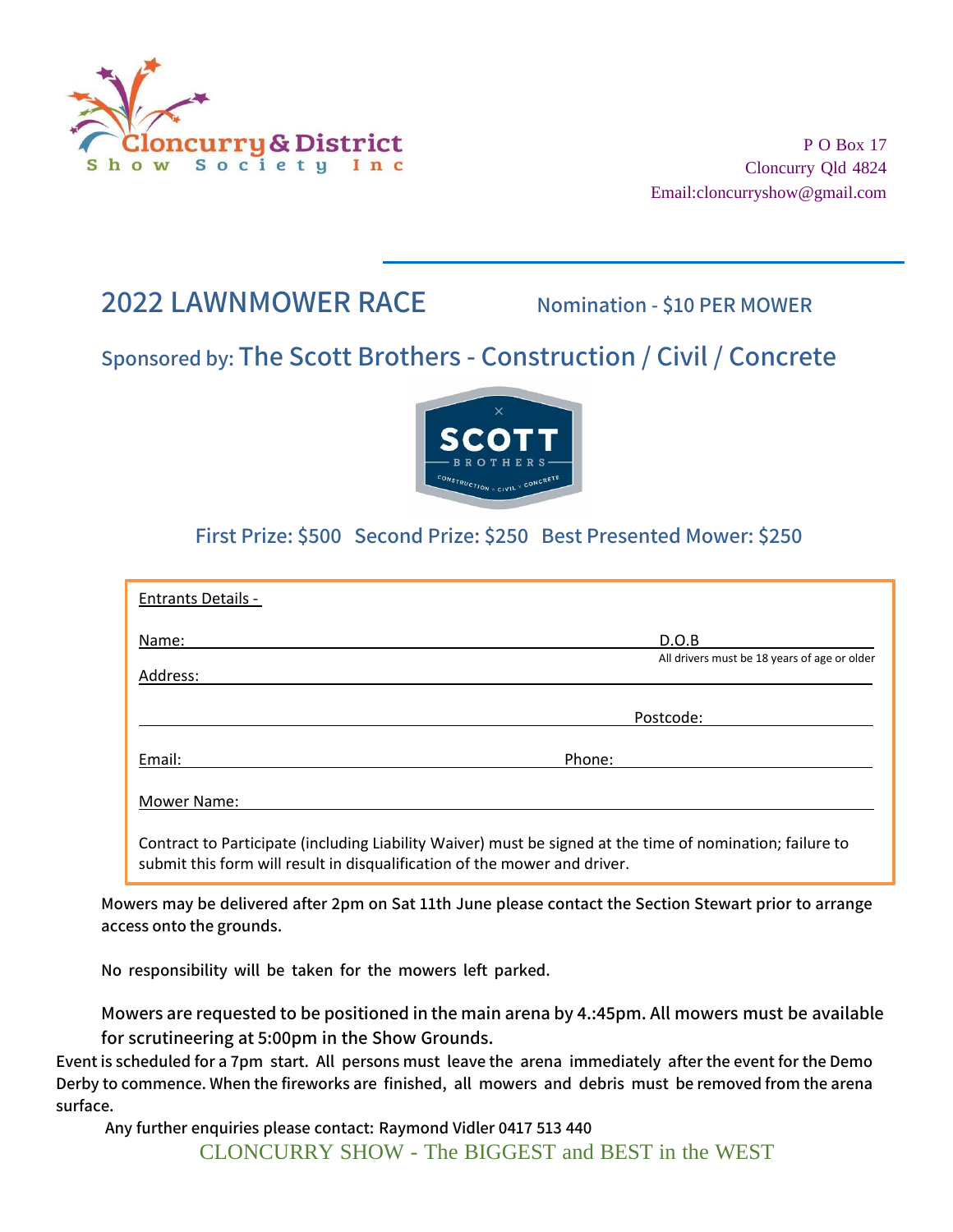Cloncurry & District Show Society Inc

P O Box 17
Cloncurry Qld 4824
Email:cloncurryshow@gmail.com

# 2022 LAWNMOWER RACE

**Nomination - $10 PER MOWER**

## Sponsored by: The Scott Brothers - Construction / Civil / Concrete

SCOTT BROTHERS CONSTRUCTION × CIVIL × CONCRETE

### First Prize: $500 Second Prize: $250 Best Presented Mower: $250

Entrants Details -

Name: ______________________ D.O.B ______________________
All drivers must be 18 years of age or older

Address: ______________________

______________________ Postcode: ______________________

Email: ______________________ Phone: ______________________

Mower Name: ______________________

Contract to Participate (including Liability Waiver) must be signed at the time of nomination; failure to submit this form will result in disqualification of the mower and driver.

**Mowers may be delivered after 2pm on Sat 11th June please contact the Section Stewart prior to arrange access onto the grounds.**

**No responsibility will be taken for the mowers left parked.**

**Mowers are requested to be positioned in the main arena by 4.:45pm. All mowers must be available for scrutineering at 5:00pm in the Show Grounds.**

**Event is scheduled for a 7pm start. All persons must leave the arena immediately after the event for the Demo Derby to commence. When the fireworks are finished, all mowers and debris must be removed from the arena surface.**

**Any further enquiries please contact: Raymond Vidler 0417 513 440**

CLONCURRY SHOW - The BIGGEST and BEST in the WEST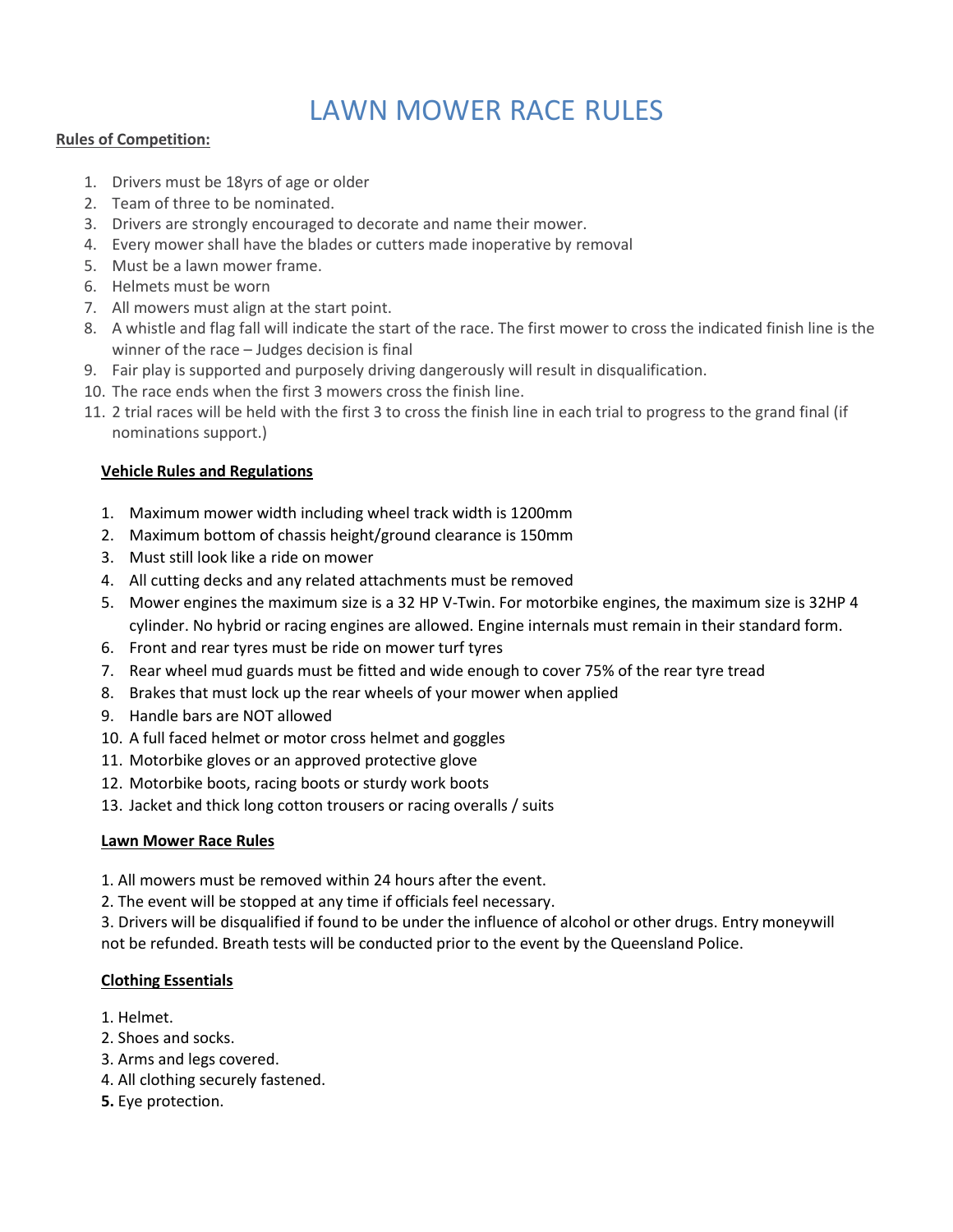# LAWN MOWER RACE RULES

**Rules of Competition:**

1. Drivers must be 18yrs of age or older
2. Team of three to be nominated.
3. Drivers are strongly encouraged to decorate and name their mower.
4. Every mower shall have the blades or cutters made inoperative by removal
5. Must be a lawn mower frame.
6. Helmets must be worn
7. All mowers must align at the start point.
8. A whistle and flag fall will indicate the start of the race. The first mower to cross the indicated finish line is the winner of the race – Judges decision is final
9. Fair play is supported and purposely driving dangerously will result in disqualification.
10. The race ends when the first 3 mowers cross the finish line.
11. 2 trial races will be held with the first 3 to cross the finish line in each trial to progress to the grand final (if nominations support.)

**Vehicle Rules and Regulations**

1. Maximum mower width including wheel track width is 1200mm
2. Maximum bottom of chassis height/ground clearance is 150mm
3. Must still look like a ride on mower
4. All cutting decks and any related attachments must be removed
5. Mower engines the maximum size is a 32 HP V-Twin. For motorbike engines, the maximum size is 32HP 4 cylinder. No hybrid or racing engines are allowed. Engine internals must remain in their standard form.
6. Front and rear tyres must be ride on mower turf tyres
7. Rear wheel mud guards must be fitted and wide enough to cover 75% of the rear tyre tread
8. Brakes that must lock up the rear wheels of your mower when applied
9. Handle bars are NOT allowed
10. A full faced helmet or motor cross helmet and goggles
11. Motorbike gloves or an approved protective glove
12. Motorbike boots, racing boots or sturdy work boots
13. Jacket and thick long cotton trousers or racing overalls / suits

**Lawn Mower Race Rules**

1. All mowers must be removed within 24 hours after the event.
2. The event will be stopped at any time if officials feel necessary.
3. Drivers will be disqualified if found to be under the influence of alcohol or other drugs. Entry moneywill not be refunded. Breath tests will be conducted prior to the event by the Queensland Police.

**Clothing Essentials**

1. Helmet.
2. Shoes and socks.
3. Arms and legs covered.
4. All clothing securely fastened.
5. Eye protection.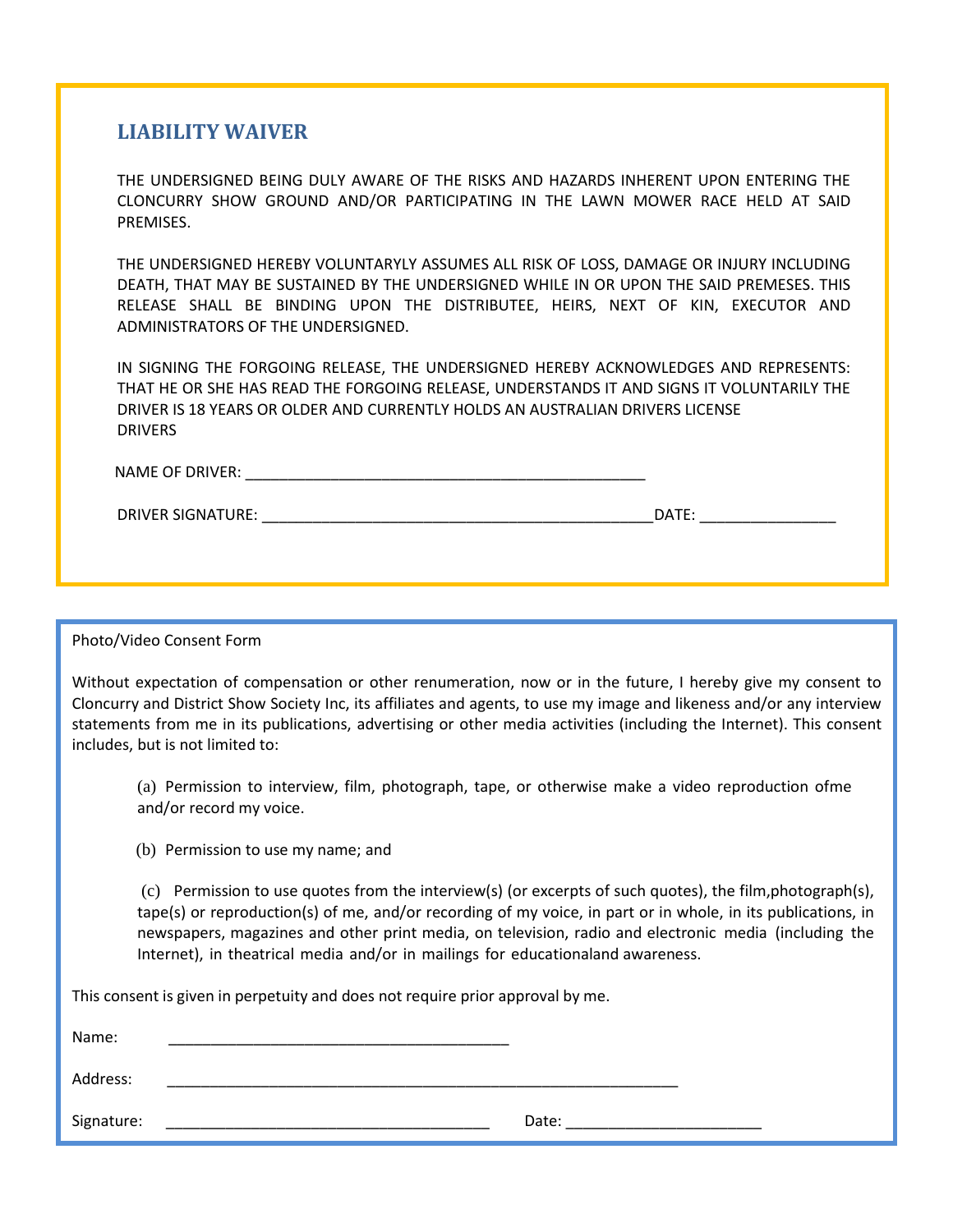## LIABILITY WAIVER

THE UNDERSIGNED BEING DULY AWARE OF THE RISKS AND HAZARDS INHERENT UPON ENTERING THE CLONCURRY SHOW GROUND AND/OR PARTICIPATING IN THE LAWN MOWER RACE HELD AT SAID PREMISES.

THE UNDERSIGNED HEREBY VOLUNTARYLY ASSUMES ALL RISK OF LOSS, DAMAGE OR INJURY INCLUDING DEATH, THAT MAY BE SUSTAINED BY THE UNDERSIGNED WHILE IN OR UPON THE SAID PREMESES. THIS RELEASE SHALL BE BINDING UPON THE DISTRIBUTEE, HEIRS, NEXT OF KIN, EXECUTOR AND ADMINISTRATORS OF THE UNDERSIGNED.

IN SIGNING THE FORGOING RELEASE, THE UNDERSIGNED HEREBY ACKNOWLEDGES AND REPRESENTS: THAT HE OR SHE HAS READ THE FORGOING RELEASE, UNDERSTANDS IT AND SIGNS IT VOLUNTARILY THE DRIVER IS 18 YEARS OR OLDER AND CURRENTLY HOLDS AN AUSTRALIAN DRIVERS LICENSE
DRIVERS

NAME OF DRIVER: ________________________________________________

DRIVER SIGNATURE: ______________________________________________DATE: ________________

---

Photo/Video Consent Form

Without expectation of compensation or other renumeration, now or in the future, I hereby give my consent to Cloncurry and District Show Society Inc, its affiliates and agents, to use my image and likeness and/or any interview statements from me in its publications, advertising or other media activities (including the Internet). This consent includes, but is not limited to:

(a) Permission to interview, film, photograph, tape, or otherwise make a video reproduction ofme and/or record my voice.

(b) Permission to use my name; and

(c) Permission to use quotes from the interview(s) (or excerpts of such quotes), the film,photograph(s), tape(s) or reproduction(s) of me, and/or recording of my voice, in part or in whole, in its publications, in newspapers, magazines and other print media, on television, radio and electronic media (including the Internet), in theatrical media and/or in mailings for educationaland awareness.

This consent is given in perpetuity and does not require prior approval by me.

Name: ________________________________________

Address: ____________________________________________________________

Signature: ______________________________________ Date: _______________________